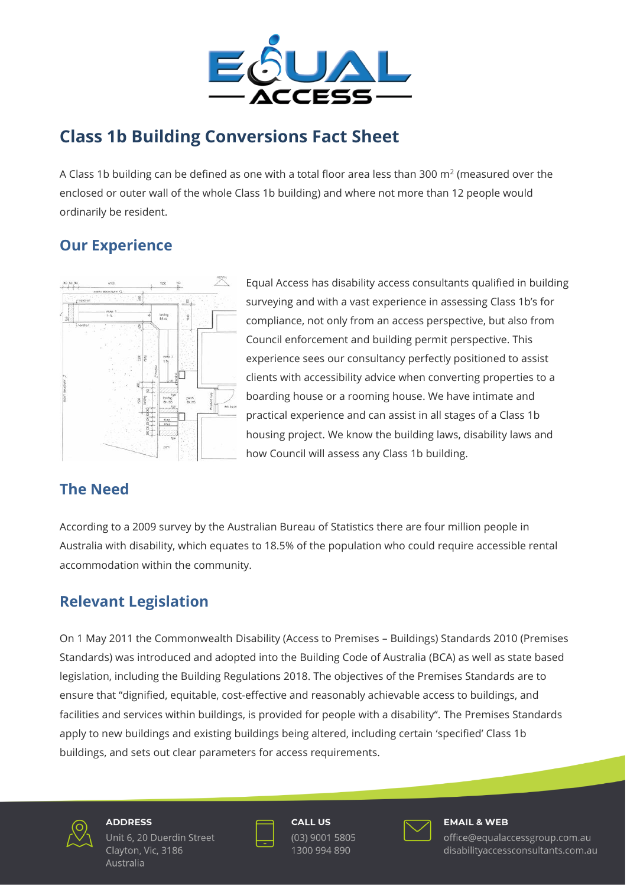# Class 1b Building Conversions Fact Sheet

A Class 1b building can be defined as one with a total floor area less than 300 m$^2$ (measured over the enclosed or outer wall of the whole Class 1b building) and where not more than 12 people would ordinarily be resident.

## Our Experience

Equal Access has disability access consultants qualified in building surveying and with a vast experience in assessing Class 1b's for compliance, not only from an access perspective, but also from Council enforcement and building permit perspective. This experience sees our consultancy perfectly positioned to assist clients with accessibility advice when converting properties to a boarding house or a rooming house. We have intimate and practical experience and can assist in all stages of a Class 1b housing project. We know the building laws, disability laws and how Council will assess any Class 1b building.

## The Need

According to a 2009 survey by the Australian Bureau of Statistics there are four million people in Australia with disability, which equates to 18.5% of the population who could require accessible rental accommodation within the community.

## Relevant Legislation

On 1 May 2011 the Commonwealth Disability (Access to Premises – Buildings) Standards 2010 (Premises Standards) was introduced and adopted into the Building Code of Australia (BCA) as well as state based legislation, including the Building Regulations 2018. The objectives of the Premises Standards are to ensure that "dignified, equitable, cost-effective and reasonably achievable access to buildings, and facilities and services within buildings, is provided for people with a disability". The Premises Standards apply to new buildings and existing buildings being altered, including certain 'specified' Class 1b buildings, and sets out clear parameters for access requirements.

**ADDRESS**
Unit 6, 20 Duerdin Street
Clayton, Vic, 3186
Australia

**CALL US**
(03) 9001 5805
1300 994 890

**EMAIL & WEB**
office@equalaccessgroup.com.au
disabilityaccessconsultants.com.au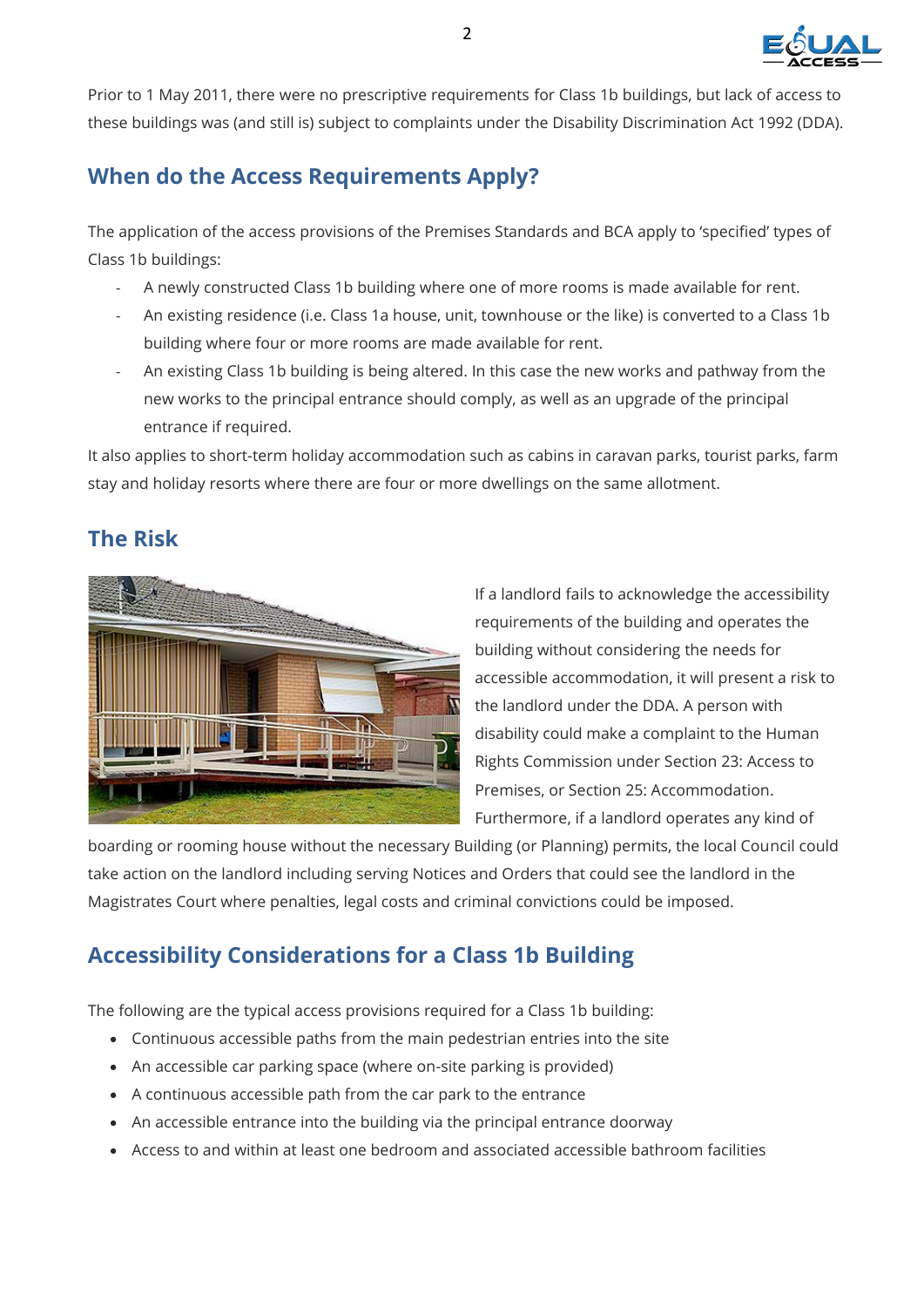Prior to 1 May 2011, there were no prescriptive requirements for Class 1b buildings, but lack of access to these buildings was (and still is) subject to complaints under the Disability Discrimination Act 1992 (DDA).

## When do the Access Requirements Apply?

The application of the access provisions of the Premises Standards and BCA apply to 'specified' types of Class 1b buildings:

- A newly constructed Class 1b building where one of more rooms is made available for rent.
- An existing residence (i.e. Class 1a house, unit, townhouse or the like) is converted to a Class 1b building where four or more rooms are made available for rent.
- An existing Class 1b building is being altered. In this case the new works and pathway from the new works to the principal entrance should comply, as well as an upgrade of the principal entrance if required.

It also applies to short-term holiday accommodation such as cabins in caravan parks, tourist parks, farm stay and holiday resorts where there are four or more dwellings on the same allotment.

## The Risk

If a landlord fails to acknowledge the accessibility requirements of the building and operates the building without considering the needs for accessible accommodation, it will present a risk to the landlord under the DDA. A person with disability could make a complaint to the Human Rights Commission under Section 23: Access to Premises, or Section 25: Accommodation. Furthermore, if a landlord operates any kind of boarding or rooming house without the necessary Building (or Planning) permits, the local Council could take action on the landlord including serving Notices and Orders that could see the landlord in the Magistrates Court where penalties, legal costs and criminal convictions could be imposed.

## Accessibility Considerations for a Class 1b Building

The following are the typical access provisions required for a Class 1b building:

- Continuous accessible paths from the main pedestrian entries into the site
- An accessible car parking space (where on-site parking is provided)
- A continuous accessible path from the car park to the entrance
- An accessible entrance into the building via the principal entrance doorway
- Access to and within at least one bedroom and associated accessible bathroom facilities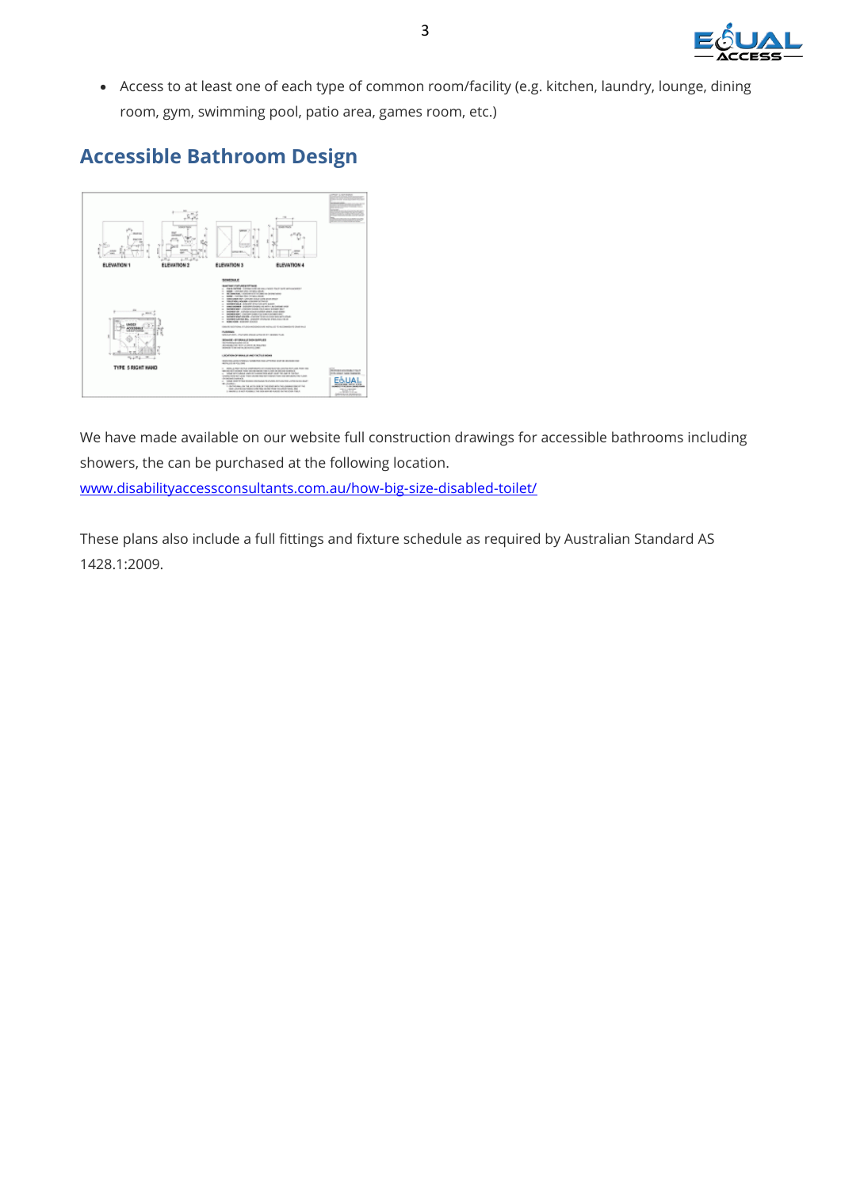- Access to at least one of each type of common room/facility (e.g. kitchen, laundry, lounge, dining room, gym, swimming pool, patio area, games room, etc.)

## Accessible Bathroom Design

We have made available on our website full construction drawings for accessible bathrooms including showers, the can be purchased at the following location.

[www.disabilityaccessconsultants.com.au/how-big-size-disabled-toilet/](http://www.disabilityaccessconsultants.com.au/how-big-size-disabled-toilet/)

These plans also include a full fittings and fixture schedule as required by Australian Standard AS 1428.1:2009.